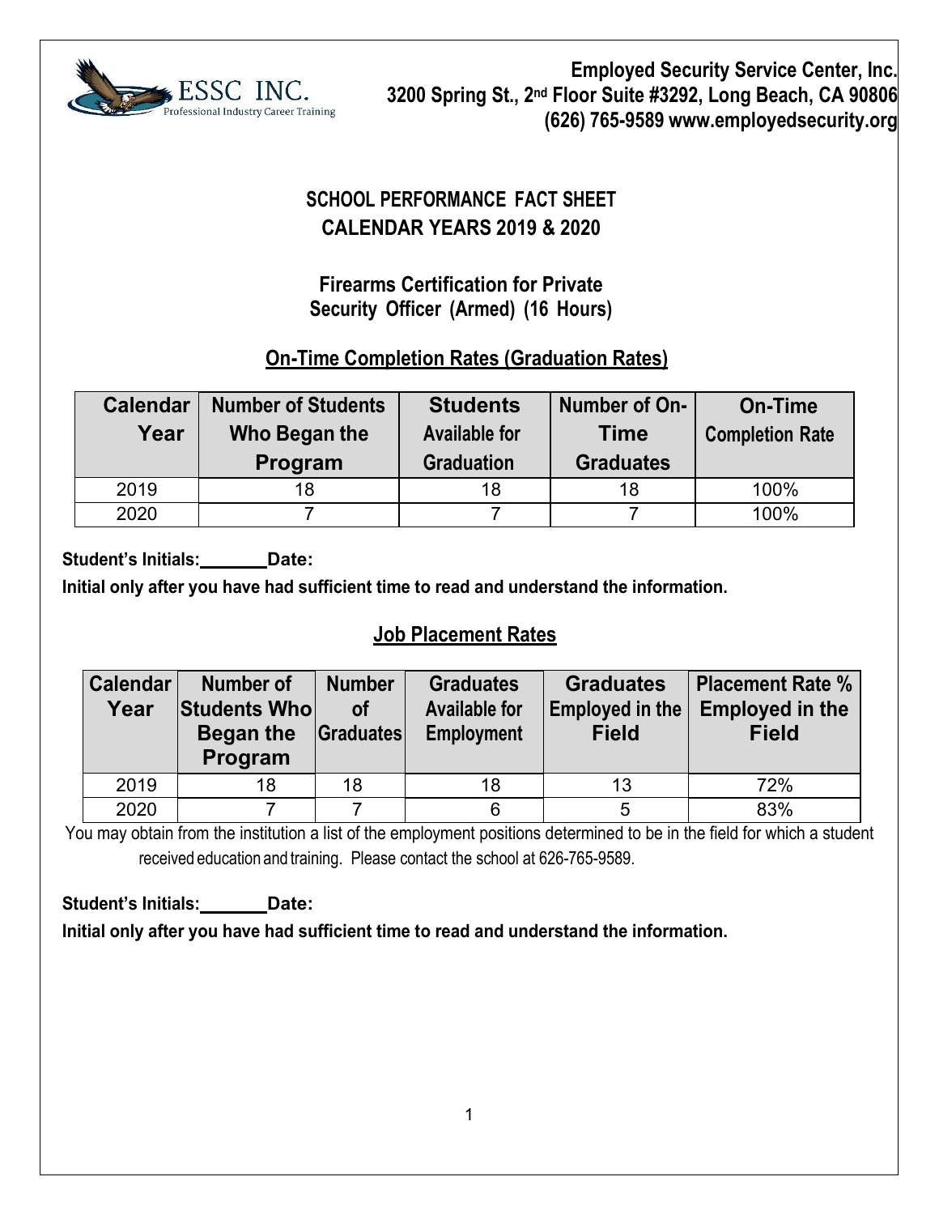**Employed Security Service Center, Inc.**
**3200 Spring St., 2nd Floor Suite #3292, Long Beach, CA 90806**
**(626) 765-9589 www.employedsecurity.org**

# SCHOOL PERFORMANCE FACT SHEET
# CALENDAR YEARS 2019 & 2020

## Firearms Certification for Private Security Officer (Armed) (16 Hours)

### On-Time Completion Rates (Graduation Rates)

| Calendar Year | Number of Students Who Began the Program | Students Available for Graduation | Number of On-Time Graduates | On-Time Completion Rate |
|---|---|---|---|---|
| 2019 | 18 | 18 | 18 | 100% |
| 2020 | 7 | 7 | 7 | 100% |

**Student's Initials:_______ Date:**

**Initial only after you have had sufficient time to read and understand the information.**

### Job Placement Rates

| Calendar Year | Number of Students Who Began the Program | Number of Graduates | Graduates Available for Employment | Graduates Employed in the Field | Placement Rate % Employed in the Field |
|---|---|---|---|---|---|
| 2019 | 18 | 18 | 18 | 13 | 72% |
| 2020 | 7 | 7 | 6 | 5 | 83% |

You may obtain from the institution a list of the employment positions determined to be in the field for which a student received education and training. Please contact the school at 626-765-9589.

**Student's Initials:_______ Date:**

**Initial only after you have had sufficient time to read and understand the information.**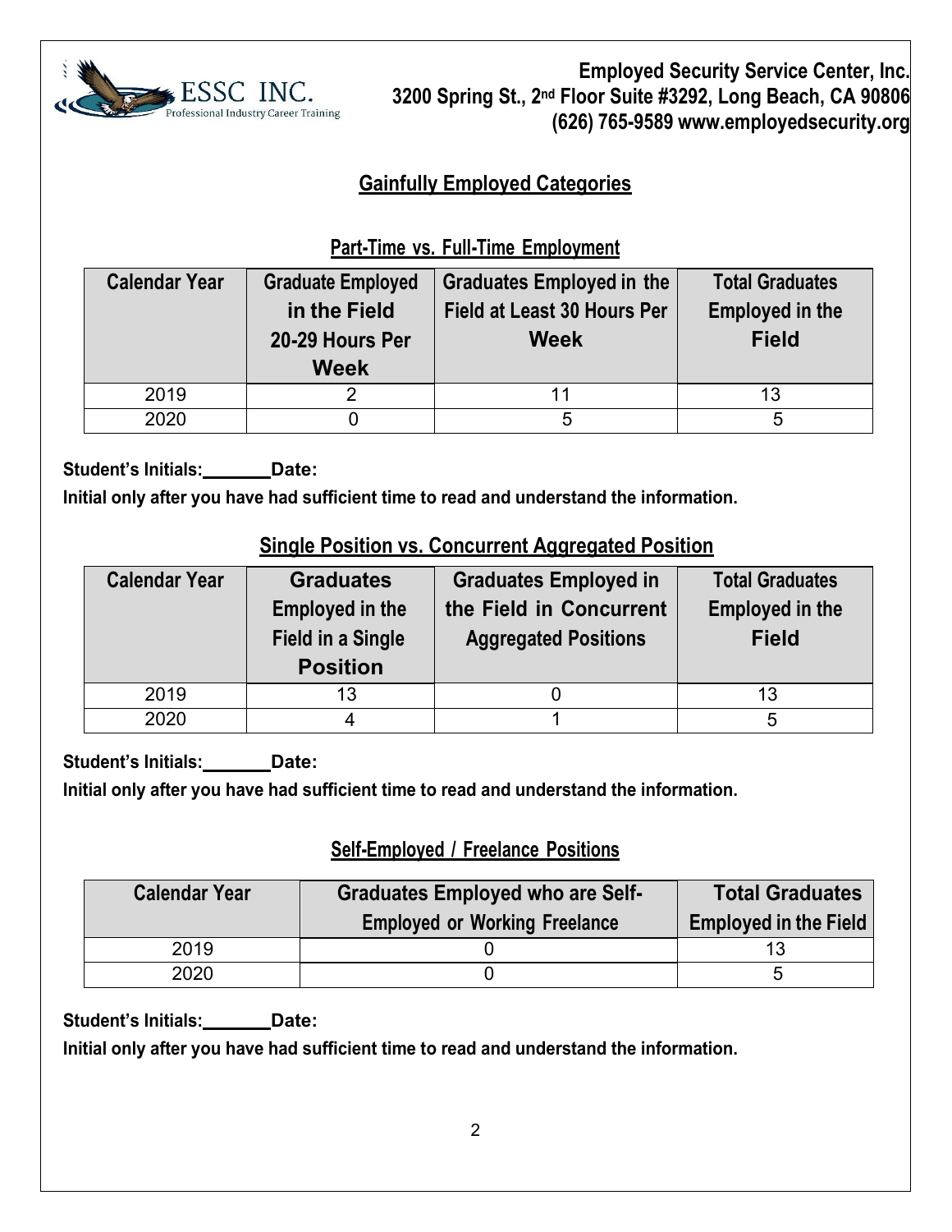**Employed Security Service Center, Inc.**
**3200 Spring St., 2nd Floor Suite #3292, Long Beach, CA 90806**
**(626) 765-9589 www.employedsecurity.org**

## Gainfully Employed Categories

### Part-Time vs. Full-Time Employment

| Calendar Year | Graduate Employed in the Field 20-29 Hours Per Week | Graduates Employed in the Field at Least 30 Hours Per Week | Total Graduates Employed in the Field |
|---|---|---|---|
| 2019 | 2 | 11 | 13 |
| 2020 | 0 | 5 | 5 |

**Student's Initials:\_\_\_\_\_\_\_ Date:**

**Initial only after you have had sufficient time to read and understand the information.**

### Single Position vs. Concurrent Aggregated Position

| Calendar Year | Graduates Employed in the Field in a Single Position | Graduates Employed in the Field in Concurrent Aggregated Positions | Total Graduates Employed in the Field |
|---|---|---|---|
| 2019 | 13 | 0 | 13 |
| 2020 | 4 | 1 | 5 |

**Student's Initials:\_\_\_\_\_\_\_ Date:**

**Initial only after you have had sufficient time to read and understand the information.**

### Self-Employed / Freelance Positions

| Calendar Year | Graduates Employed who are Self-Employed or Working Freelance | Total Graduates Employed in the Field |
|---|---|---|
| 2019 | 0 | 13 |
| 2020 | 0 | 5 |

**Student's Initials:\_\_\_\_\_\_\_ Date:**

**Initial only after you have had sufficient time to read and understand the information.**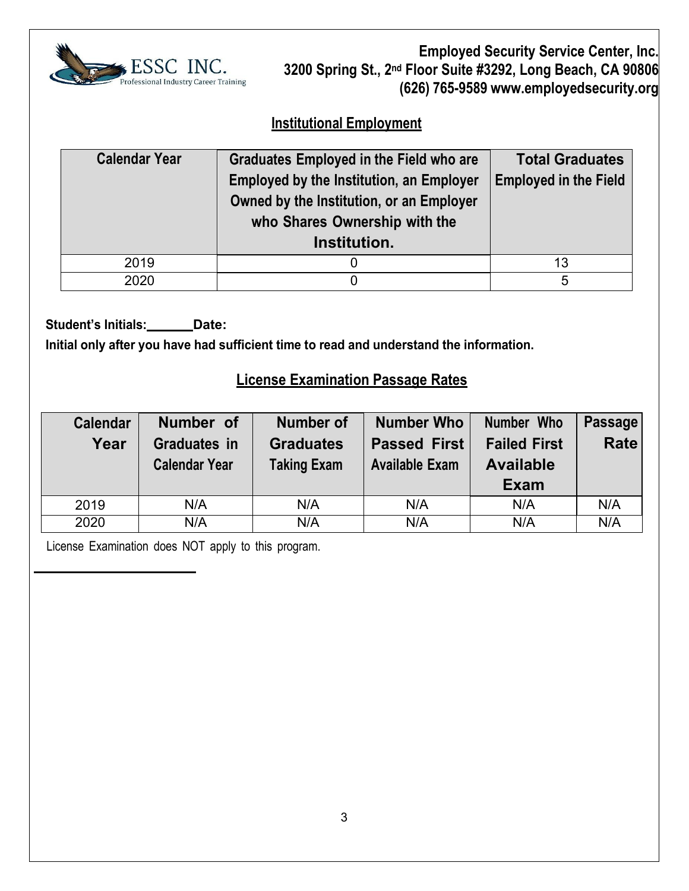## Institutional Employment

| Calendar Year | Graduates Employed in the Field who are Employed by the Institution, an Employer Owned by the Institution, or an Employer who Shares Ownership with the Institution. | Total Graduates Employed in the Field |
|---|---|---|
| 2019 | 0 | 13 |
| 2020 | 0 | 5 |

**Student's Initials:______Date:**

**Initial only after you have had sufficient time to read and understand the information.**

## License Examination Passage Rates

| Calendar Year | Number of Graduates in Calendar Year | Number of Graduates Taking Exam | Number Who Passed First Available Exam | Number Who Failed First Available Exam | Passage Rate |
|---|---|---|---|---|---|
| 2019 | N/A | N/A | N/A | N/A | N/A |
| 2020 | N/A | N/A | N/A | N/A | N/A |

License Examination does NOT apply to this program.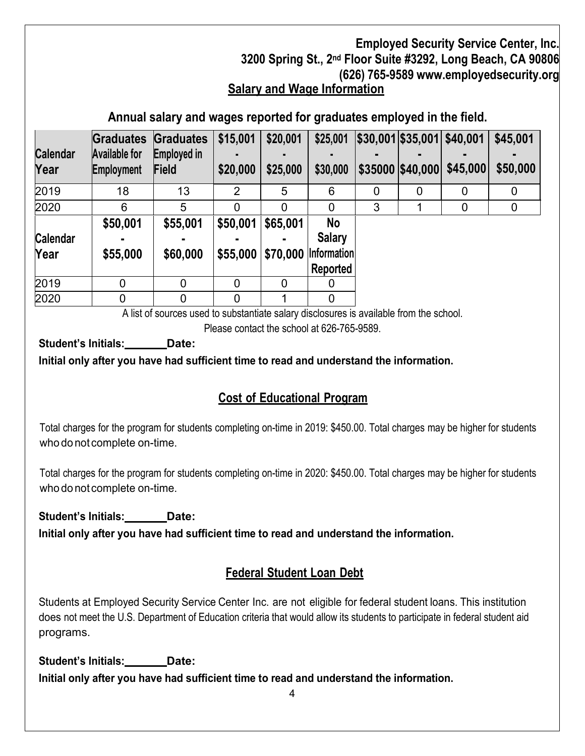**Employed Security Service Center, Inc.**
**3200 Spring St., 2nd Floor Suite #3292, Long Beach, CA 90806**
**(626) 765-9589 www.employedsecurity.org**

## Salary and Wage Information

**Annual salary and wages reported for graduates employed in the field.**

| Calendar Year | Graduates Available for Employment | Graduates Employed in Field | $15,001 - $20,000 | $20,001 - $25,000 | $25,001 - $30,000 | $30,001 - $35000 | $35,001 - $40,000 | $40,001 - $45,000 | $45,001 - $50,000 |
|---|---|---|---|---|---|---|---|---|---|
| 2019 | 18 | 13 | 2 | 5 | 6 | 0 | 0 | 0 | 0 |
| 2020 | 6 | 5 | 0 | 0 | 0 | 3 | 1 | 0 | 0 |

| Calendar Year | $50,001 - $55,000 | $55,001 - $60,000 | $50,001 - $55,000 | $65,001 - $70,000 | No Salary Information Reported |
|---|---|---|---|---|---|
| 2019 | 0 | 0 | 0 | 0 | 0 |
| 2020 | 0 | 0 | 0 | 1 | 0 |

A list of sources used to substantiate salary disclosures is available from the school.
Please contact the school at 626-765-9589.

**Student's Initials:_______Date:**

**Initial only after you have had sufficient time to read and understand the information.**

## Cost of Educational Program

Total charges for the program for students completing on-time in 2019: $450.00. Total charges may be higher for students who do not complete on-time.

Total charges for the program for students completing on-time in 2020: $450.00. Total charges may be higher for students who do not complete on-time.

**Student's Initials:_______Date:**

**Initial only after you have had sufficient time to read and understand the information.**

## Federal Student Loan Debt

Students at Employed Security Service Center Inc. are not eligible for federal student loans. This institution does not meet the U.S. Department of Education criteria that would allow its students to participate in federal student aid programs.

**Student's Initials:_______Date:**

**Initial only after you have had sufficient time to read and understand the information.**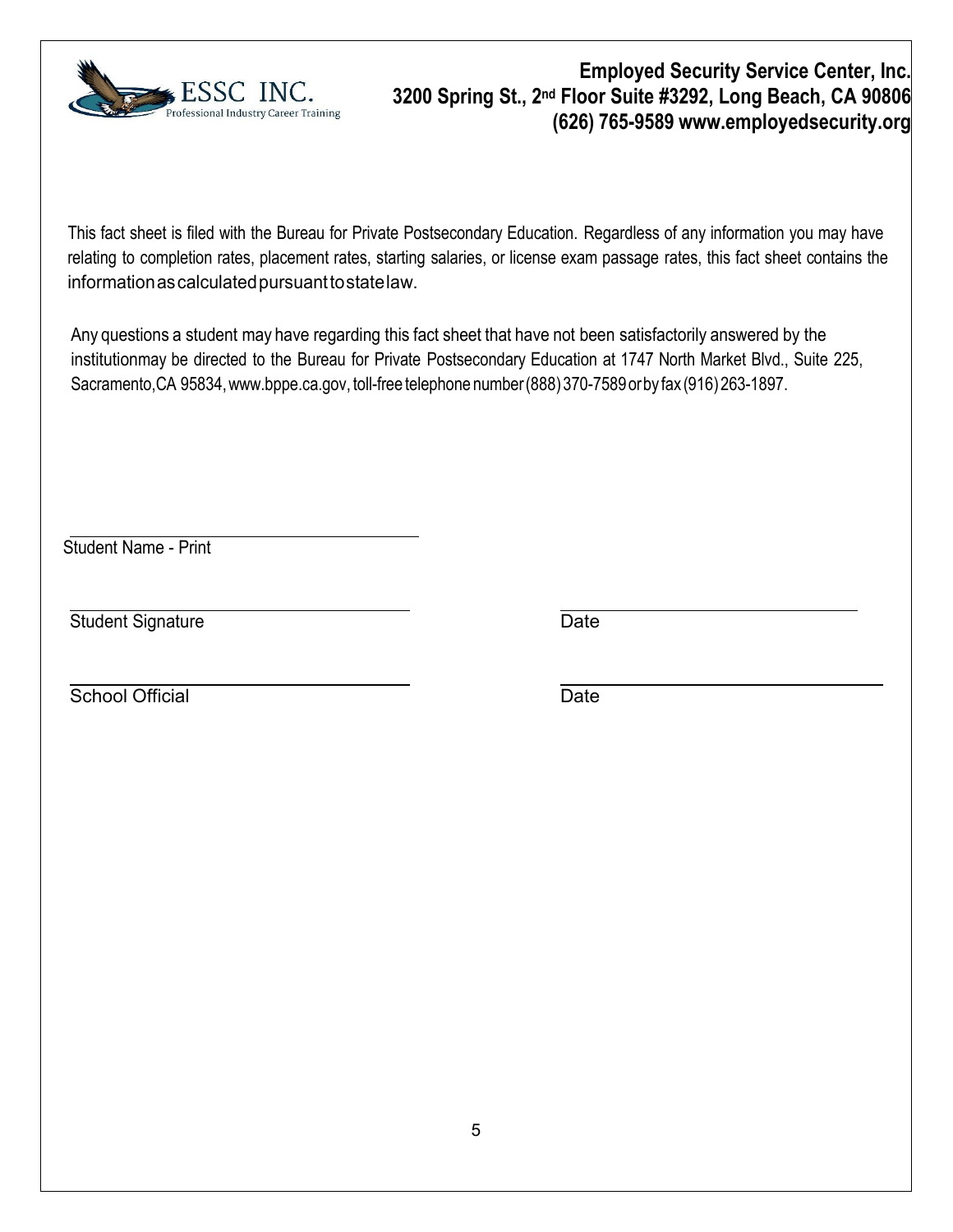**Employed Security Service Center, Inc.**
**3200 Spring St., 2nd Floor Suite #3292, Long Beach, CA 90806**
**(626) 765-9589 www.employedsecurity.org**

This fact sheet is filed with the Bureau for Private Postsecondary Education. Regardless of any information you may have relating to completion rates, placement rates, starting salaries, or license exam passage rates, this fact sheet contains the information as calculated pursuant to state law.

Any questions a student may have regarding this fact sheet that have not been satisfactorily answered by the institution may be directed to the Bureau for Private Postsecondary Education at 1747 North Market Blvd., Suite 225, Sacramento, CA 95834, www.bppe.ca.gov, toll-free telephone number (888) 370-7589 or by fax (916) 263-1897.

\_\_\_\_\_\_\_\_\_\_\_\_\_\_\_\_\_\_\_\_\_\_\_\_\_\_\_\_\_\_\_\_\_\_\_\_
Student Name - Print

\_\_\_\_\_\_\_\_\_\_\_\_\_\_\_\_\_\_\_\_\_\_\_\_\_\_\_\_\_\_\_\_\_\_\_\_ \_\_\_\_\_\_\_\_\_\_\_\_\_\_\_\_\_\_\_\_\_\_\_\_\_\_\_\_\_\_
Student Signature Date

\_\_\_\_\_\_\_\_\_\_\_\_\_\_\_\_\_\_\_\_\_\_\_\_\_\_\_\_\_\_\_\_\_\_\_\_ \_\_\_\_\_\_\_\_\_\_\_\_\_\_\_\_\_\_\_\_\_\_\_\_\_\_\_\_\_\_
School Official Date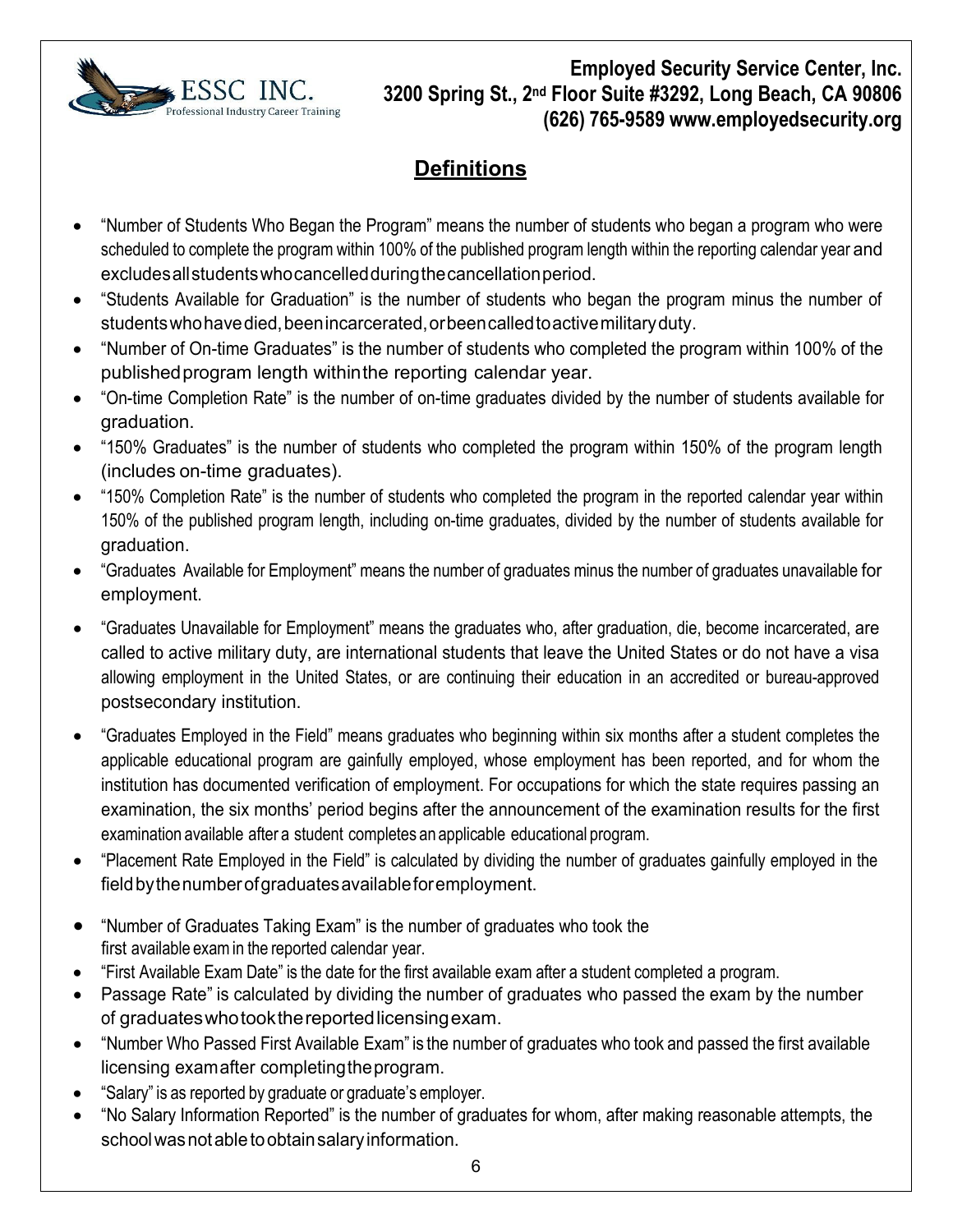**Employed Security Service Center, Inc.**
**3200 Spring St., 2nd Floor Suite #3292, Long Beach, CA 90806**
**(626) 765-9589 www.employedsecurity.org**

## Definitions

- "Number of Students Who Began the Program" means the number of students who began a program who were scheduled to complete the program within 100% of the published program length within the reporting calendar year and excludes all students who cancelled during the cancellation period.
- "Students Available for Graduation" is the number of students who began the program minus the number of students who have died, been incarcerated, or been called to active military duty.
- "Number of On-time Graduates" is the number of students who completed the program within 100% of the published program length within the reporting calendar year.
- "On-time Completion Rate" is the number of on-time graduates divided by the number of students available for graduation.
- "150% Graduates" is the number of students who completed the program within 150% of the program length (includes on-time graduates).
- "150% Completion Rate" is the number of students who completed the program in the reported calendar year within 150% of the published program length, including on-time graduates, divided by the number of students available for graduation.
- "Graduates Available for Employment" means the number of graduates minus the number of graduates unavailable for employment.
- "Graduates Unavailable for Employment" means the graduates who, after graduation, die, become incarcerated, are called to active military duty, are international students that leave the United States or do not have a visa allowing employment in the United States, or are continuing their education in an accredited or bureau-approved postsecondary institution.
- "Graduates Employed in the Field" means graduates who beginning within six months after a student completes the applicable educational program are gainfully employed, whose employment has been reported, and for whom the institution has documented verification of employment. For occupations for which the state requires passing an examination, the six months' period begins after the announcement of the examination results for the first examination available after a student completes an applicable educational program.
- "Placement Rate Employed in the Field" is calculated by dividing the number of graduates gainfully employed in the field by the number of graduates available for employment.
- "Number of Graduates Taking Exam" is the number of graduates who took the first available exam in the reported calendar year.
- "First Available Exam Date" is the date for the first available exam after a student completed a program.
- Passage Rate" is calculated by dividing the number of graduates who passed the exam by the number of graduates who took the reported licensing exam.
- "Number Who Passed First Available Exam" is the number of graduates who took and passed the first available licensing exam after completing the program.
- "Salary" is as reported by graduate or graduate's employer.
- "No Salary Information Reported" is the number of graduates for whom, after making reasonable attempts, the school was not able to obtain salary information.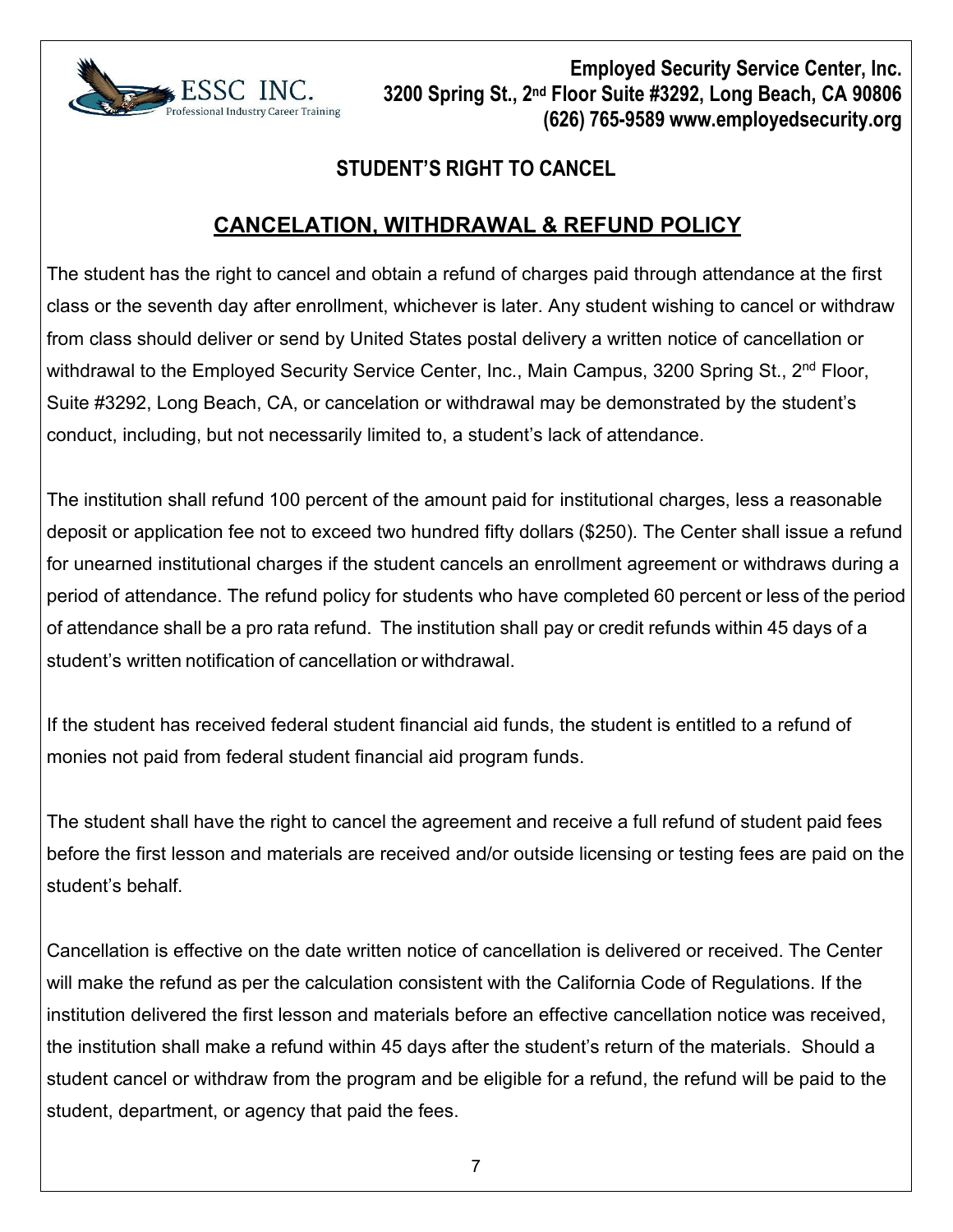**Employed Security Service Center, Inc.**
**3200 Spring St., 2nd Floor Suite #3292, Long Beach, CA 90806**
**(626) 765-9589 www.employedsecurity.org**

## STUDENT'S RIGHT TO CANCEL

## CANCELATION, WITHDRAWAL & REFUND POLICY

The student has the right to cancel and obtain a refund of charges paid through attendance at the first class or the seventh day after enrollment, whichever is later. Any student wishing to cancel or withdraw from class should deliver or send by United States postal delivery a written notice of cancellation or withdrawal to the Employed Security Service Center, Inc., Main Campus, 3200 Spring St., 2nd Floor, Suite #3292, Long Beach, CA, or cancelation or withdrawal may be demonstrated by the student's conduct, including, but not necessarily limited to, a student's lack of attendance.

The institution shall refund 100 percent of the amount paid for institutional charges, less a reasonable deposit or application fee not to exceed two hundred fifty dollars ($250). The Center shall issue a refund for unearned institutional charges if the student cancels an enrollment agreement or withdraws during a period of attendance. The refund policy for students who have completed 60 percent or less of the period of attendance shall be a pro rata refund. The institution shall pay or credit refunds within 45 days of a student's written notification of cancellation or withdrawal.

If the student has received federal student financial aid funds, the student is entitled to a refund of monies not paid from federal student financial aid program funds.

The student shall have the right to cancel the agreement and receive a full refund of student paid fees before the first lesson and materials are received and/or outside licensing or testing fees are paid on the student's behalf.

Cancellation is effective on the date written notice of cancellation is delivered or received. The Center will make the refund as per the calculation consistent with the California Code of Regulations. If the institution delivered the first lesson and materials before an effective cancellation notice was received, the institution shall make a refund within 45 days after the student's return of the materials. Should a student cancel or withdraw from the program and be eligible for a refund, the refund will be paid to the student, department, or agency that paid the fees.